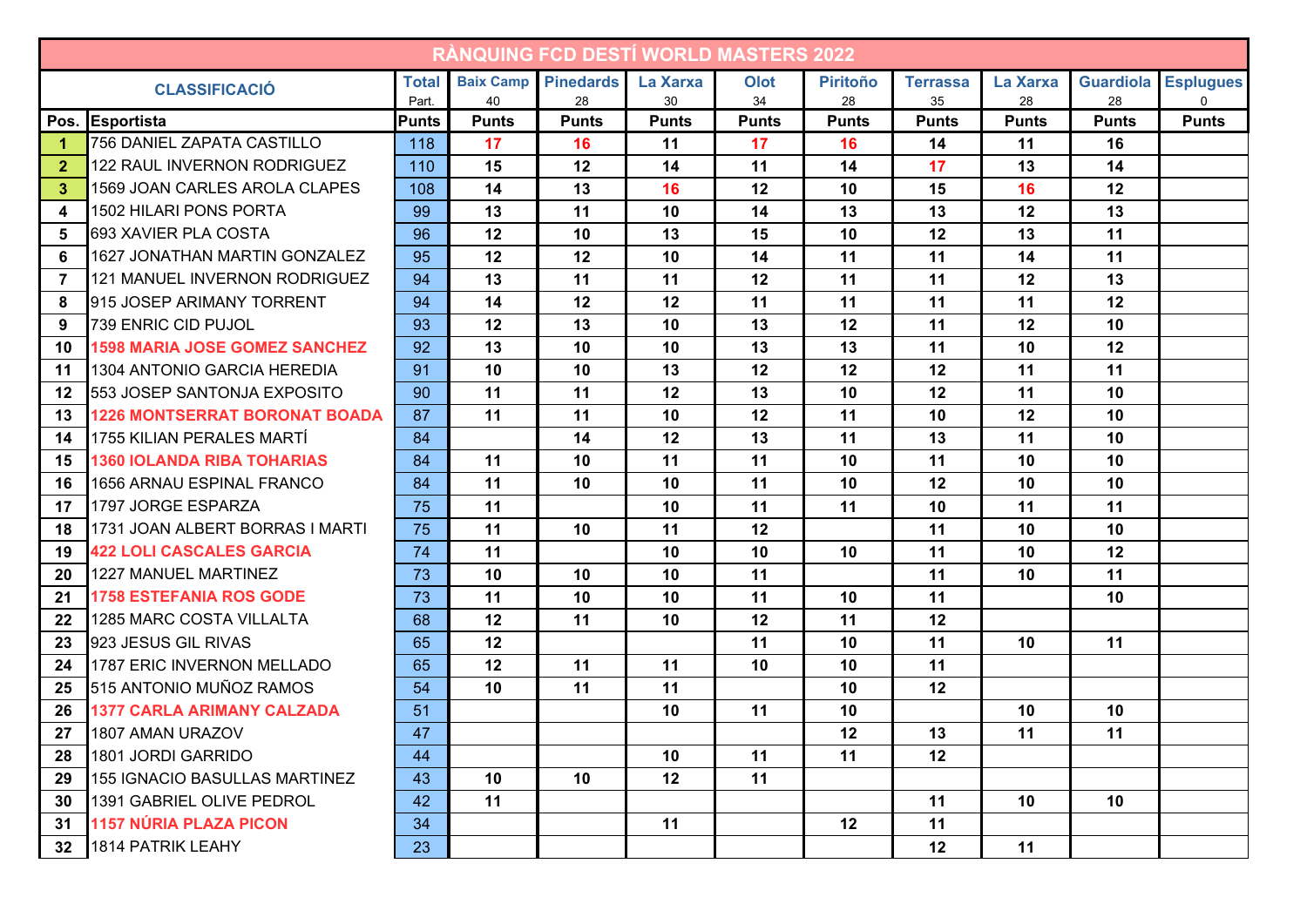# RÀNQUING FCD DESTÍ WORLD MASTERS 2022

| CLASSIFICACIÓ | | Total<br>Part. | Baix Camp<br>40 | Pinedards<br>28 | La Xarxa<br>30 | Olot<br>34 | Piritoño<br>28 | Terrassa<br>35 | La Xarxa<br>28 | Guardiola<br>28 | Esplugues<br>0 |
|---|---|---|---|---|---|---|---|---|---|---|---|
| Pos. | Esportista | Punts | Punts | Punts | Punts | Punts | Punts | Punts | Punts | Punts | Punts |
| 1 | 756 DANIEL ZAPATA CASTILLO | 118 | 17 | 16 | 11 | 17 | 16 | 14 | 11 | 16 | |
| 2 | 122 RAUL INVERNON RODRIGUEZ | 110 | 15 | 12 | 14 | 11 | 14 | 17 | 13 | 14 | |
| 3 | 1569 JOAN CARLES AROLA CLAPES | 108 | 14 | 13 | 16 | 12 | 10 | 15 | 16 | 12 | |
| 4 | 1502 HILARI PONS PORTA | 99 | 13 | 11 | 10 | 14 | 13 | 13 | 12 | 13 | |
| 5 | 693 XAVIER PLA COSTA | 96 | 12 | 10 | 13 | 15 | 10 | 12 | 13 | 11 | |
| 6 | 1627 JONATHAN MARTIN GONZALEZ | 95 | 12 | 12 | 10 | 14 | 11 | 11 | 14 | 11 | |
| 7 | 121 MANUEL INVERNON RODRIGUEZ | 94 | 13 | 11 | 11 | 12 | 11 | 11 | 12 | 13 | |
| 8 | 915 JOSEP ARIMANY TORRENT | 94 | 14 | 12 | 12 | 11 | 11 | 11 | 11 | 12 | |
| 9 | 739 ENRIC CID PUJOL | 93 | 12 | 13 | 10 | 13 | 12 | 11 | 12 | 10 | |
| 10 | 1598 MARIA JOSE GOMEZ SANCHEZ | 92 | 13 | 10 | 10 | 13 | 13 | 11 | 10 | 12 | |
| 11 | 1304 ANTONIO GARCIA HEREDIA | 91 | 10 | 10 | 13 | 12 | 12 | 12 | 11 | 11 | |
| 12 | 553 JOSEP SANTONJA EXPOSITO | 90 | 11 | 11 | 12 | 13 | 10 | 12 | 11 | 10 | |
| 13 | 1226 MONTSERRAT BORONAT BOADA | 87 | 11 | 11 | 10 | 12 | 11 | 10 | 12 | 10 | |
| 14 | 1755 KILIAN PERALES MARTÍ | 84 | | 14 | 12 | 13 | 11 | 13 | 11 | 10 | |
| 15 | 1360 IOLANDA RIBA TOHARIAS | 84 | 11 | 10 | 11 | 11 | 10 | 11 | 10 | 10 | |
| 16 | 1656 ARNAU ESPINAL FRANCO | 84 | 11 | 10 | 10 | 11 | 10 | 12 | 10 | 10 | |
| 17 | 1797 JORGE ESPARZA | 75 | 11 | | 10 | 11 | 11 | 10 | 11 | 11 | |
| 18 | 1731 JOAN ALBERT BORRAS I MARTI | 75 | 11 | 10 | 11 | 12 | | 11 | 10 | 10 | |
| 19 | 422 LOLI CASCALES GARCIA | 74 | 11 | | 10 | 10 | 10 | 11 | 10 | 12 | |
| 20 | 1227 MANUEL MARTINEZ | 73 | 10 | 10 | 10 | 11 | | 11 | 10 | 11 | |
| 21 | 1758 ESTEFANIA ROS GODE | 73 | 11 | 10 | 10 | 11 | 10 | 11 | | 10 | |
| 22 | 1285 MARC COSTA VILLALTA | 68 | 12 | 11 | 10 | 12 | 11 | 12 | | | |
| 23 | 923 JESUS GIL RIVAS | 65 | 12 | | | 11 | 10 | 11 | 10 | 11 | |
| 24 | 1787 ERIC INVERNON MELLADO | 65 | 12 | 11 | 11 | 10 | 10 | 11 | | | |
| 25 | 515 ANTONIO MUÑOZ RAMOS | 54 | 10 | 11 | 11 | | 10 | 12 | | | |
| 26 | 1377 CARLA ARIMANY CALZADA | 51 | | | 10 | 11 | 10 | | 10 | 10 | |
| 27 | 1807 AMAN URAZOV | 47 | | | | | 12 | 13 | 11 | 11 | |
| 28 | 1801 JORDI GARRIDO | 44 | | | 10 | 11 | 11 | 12 | | | |
| 29 | 155 IGNACIO BASULLAS MARTINEZ | 43 | 10 | 10 | 12 | 11 | | | | | |
| 30 | 1391 GABRIEL OLIVE PEDROL | 42 | 11 | | | | | 11 | 10 | 10 | |
| 31 | 1157 NÚRIA PLAZA PICON | 34 | | | 11 | | 12 | 11 | | | |
| 32 | 1814 PATRIK LEAHY | 23 | | | | | | 12 | 11 | | |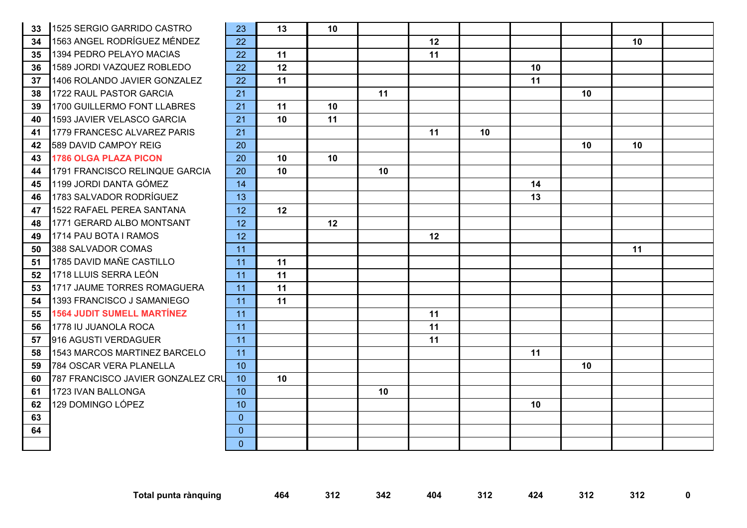| | | | | | | | | | | | |
|---|---|---|---|---|---|---|---|---|---|---|---|
| 33 | 1525 SERGIO GARRIDO CASTRO | 23 | 13 | 10 | | | | | | | |
| 34 | 1563 ANGEL RODRÍGUEZ MÉNDEZ | 22 | | | | 12 | | | | 10 | |
| 35 | 1394 PEDRO PELAYO MACIAS | 22 | 11 | | | 11 | | | | | |
| 36 | 1589 JORDI VAZQUEZ ROBLEDO | 22 | 12 | | | | | 10 | | | |
| 37 | 1406 ROLANDO JAVIER GONZALEZ | 22 | 11 | | | | | 11 | | | |
| 38 | 1722 RAUL PASTOR GARCIA | 21 | | | 11 | | | | 10 | | |
| 39 | 1700 GUILLERMO FONT LLABRES | 21 | 11 | 10 | | | | | | | |
| 40 | 1593 JAVIER VELASCO GARCIA | 21 | 10 | 11 | | | | | | | |
| 41 | 1779 FRANCESC ALVAREZ PARIS | 21 | | | | 11 | 10 | | | | |
| 42 | 589 DAVID CAMPOY REIG | 20 | | | | | | | 10 | 10 | |
| 43 | **1786 OLGA PLAZA PICON** | 20 | 10 | 10 | | | | | | | |
| 44 | 1791 FRANCISCO RELINQUE GARCIA | 20 | 10 | | 10 | | | | | | |
| 45 | 1199 JORDI DANTA GÓMEZ | 14 | | | | | | 14 | | | |
| 46 | 1783 SALVADOR RODRÍGUEZ | 13 | | | | | | 13 | | | |
| 47 | 1522 RAFAEL PEREA SANTANA | 12 | 12 | | | | | | | | |
| 48 | 1771 GERARD ALBO MONTSANT | 12 | | 12 | | | | | | | |
| 49 | 1714 PAU BOTA I RAMOS | 12 | | | | 12 | | | | | |
| 50 | 388 SALVADOR COMAS | 11 | | | | | | | | 11 | |
| 51 | 1785 DAVID MAÑE CASTILLO | 11 | 11 | | | | | | | | |
| 52 | 1718 LLUIS SERRA LEÓN | 11 | 11 | | | | | | | | |
| 53 | 1717 JAUME TORRES ROMAGUERA | 11 | 11 | | | | | | | | |
| 54 | 1393 FRANCISCO J SAMANIEGO | 11 | 11 | | | | | | | | |
| 55 | **1564 JUDIT SUMELL MARTÍNEZ** | 11 | | | | 11 | | | | | |
| 56 | 1778 IU JUANOLA ROCA | 11 | | | | 11 | | | | | |
| 57 | 916 AGUSTI VERDAGUER | 11 | | | | 11 | | | | | |
| 58 | 1543 MARCOS MARTINEZ BARCELO | 11 | | | | | | 11 | | | |
| 59 | 784 OSCAR VERA PLANELLA | 10 | | | | | | | 10 | | |
| 60 | 787 FRANCISCO JAVIER GONZALEZ CRU | 10 | 10 | | | | | | | | |
| 61 | 1723 IVAN BALLONGA | 10 | | | 10 | | | | | | |
| 62 | 129 DOMINGO LÓPEZ | 10 | | | | | | 10 | | | |
| 63 | | 0 | | | | | | | | | |
| 64 | | 0 | | | | | | | | | |
| | | 0 | | | | | | | | | |
| | **Total punta rànquing** | | **464** | **312** | **342** | **404** | **312** | **424** | **312** | **312** | **0** |